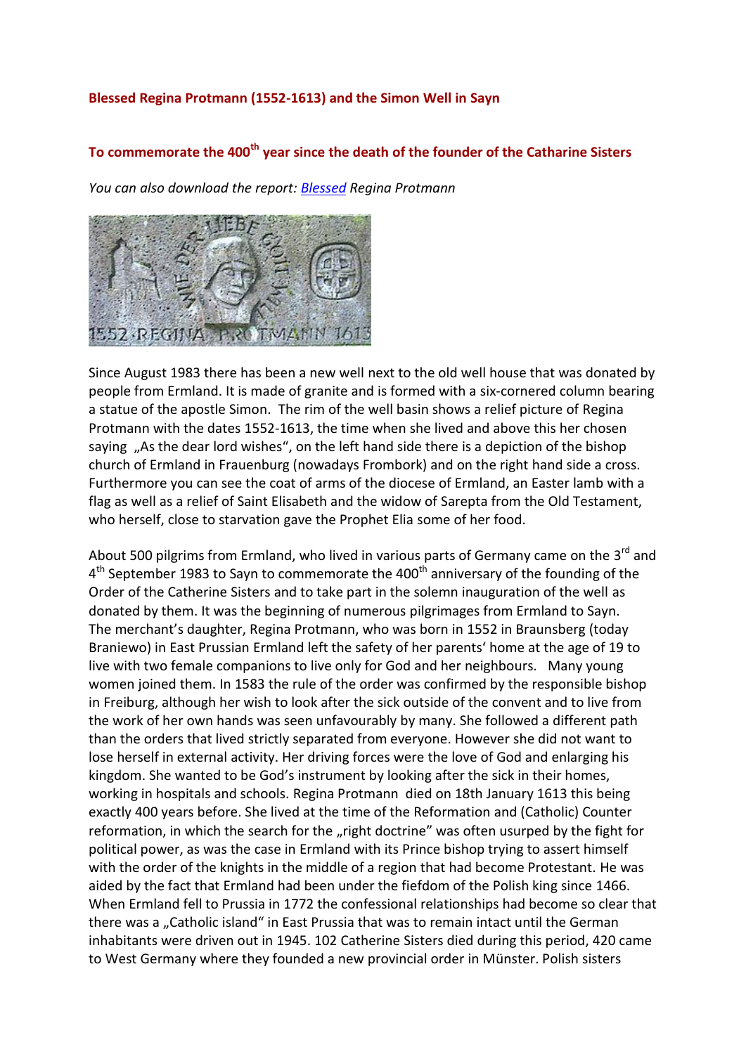**Blessed Regina Protmann (1552-1613) and the Simon Well in Sayn**

**To commemorate the 400th year since the death of the founder of the Catharine Sisters**

*You can also download the report: Blessed Regina Protmann*

Since August 1983 there has been a new well next to the old well house that was donated by people from Ermland. It is made of granite and is formed with a six-cornered column bearing a statue of the apostle Simon. The rim of the well basin shows a relief picture of Regina Protmann with the dates 1552-1613, the time when she lived and above this her chosen saying „As the dear lord wishes", on the left hand side there is a depiction of the bishop church of Ermland in Frauenburg (nowadays Frombork) and on the right hand side a cross. Furthermore you can see the coat of arms of the diocese of Ermland, an Easter lamb with a flag as well as a relief of Saint Elisabeth and the widow of Sarepta from the Old Testament, who herself, close to starvation gave the Prophet Elia some of her food.

About 500 pilgrims from Ermland, who lived in various parts of Germany came on the 3rd and 4th September 1983 to Sayn to commemorate the 400th anniversary of the founding of the Order of the Catherine Sisters and to take part in the solemn inauguration of the well as donated by them. It was the beginning of numerous pilgrimages from Ermland to Sayn. The merchant's daughter, Regina Protmann, who was born in 1552 in Braunsberg (today Braniewo) in East Prussian Ermland left the safety of her parents' home at the age of 19 to live with two female companions to live only for God and her neighbours. Many young women joined them. In 1583 the rule of the order was confirmed by the responsible bishop in Freiburg, although her wish to look after the sick outside of the convent and to live from the work of her own hands was seen unfavourably by many. She followed a different path than the orders that lived strictly separated from everyone. However she did not want to lose herself in external activity. Her driving forces were the love of God and enlarging his kingdom. She wanted to be God's instrument by looking after the sick in their homes, working in hospitals and schools. Regina Protmann died on 18th January 1613 this being exactly 400 years before. She lived at the time of the Reformation and (Catholic) Counter reformation, in which the search for the „right doctrine" was often usurped by the fight for political power, as was the case in Ermland with its Prince bishop trying to assert himself with the order of the knights in the middle of a region that had become Protestant. He was aided by the fact that Ermland had been under the fiefdom of the Polish king since 1466. When Ermland fell to Prussia in 1772 the confessional relationships had become so clear that there was a „Catholic island" in East Prussia that was to remain intact until the German inhabitants were driven out in 1945. 102 Catherine Sisters died during this period, 420 came to West Germany where they founded a new provincial order in Münster. Polish sisters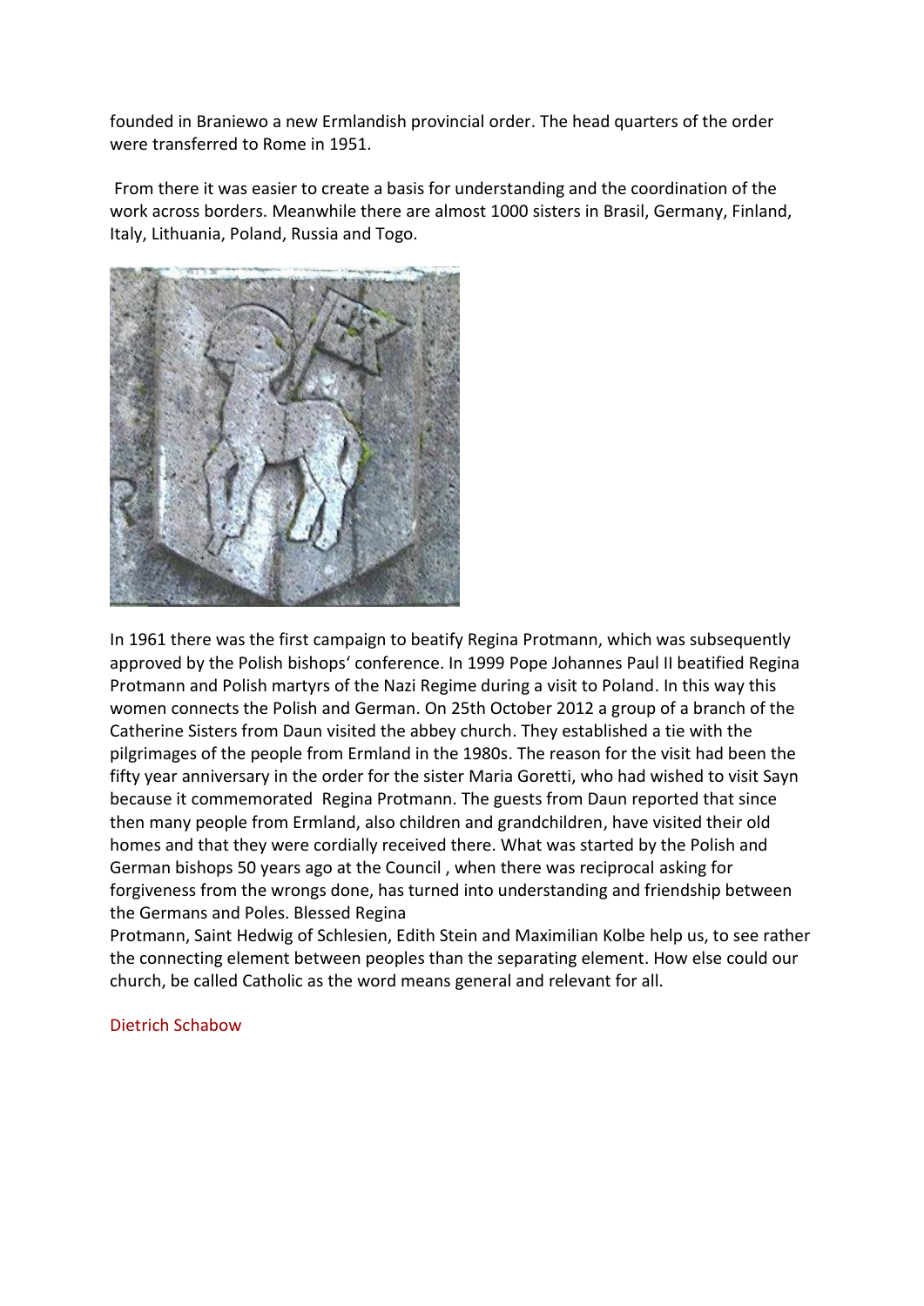founded in Braniewo a new Ermlandish provincial order. The head quarters of the order were transferred to Rome in 1951.

From there it was easier to create a basis for understanding and the coordination of the work across borders. Meanwhile there are almost 1000 sisters in Brasil, Germany, Finland, Italy, Lithuania, Poland, Russia and Togo.

In 1961 there was the first campaign to beatify Regina Protmann, which was subsequently approved by the Polish bishops' conference. In 1999 Pope Johannes Paul II beatified Regina Protmann and Polish martyrs of the Nazi Regime during a visit to Poland. In this way this women connects the Polish and German. On 25th October 2012 a group of a branch of the Catherine Sisters from Daun visited the abbey church. They established a tie with the pilgrimages of the people from Ermland in the 1980s. The reason for the visit had been the fifty year anniversary in the order for the sister Maria Goretti, who had wished to visit Sayn because it commemorated Regina Protmann. The guests from Daun reported that since then many people from Ermland, also children and grandchildren, have visited their old homes and that they were cordially received there. What was started by the Polish and German bishops 50 years ago at the Council , when there was reciprocal asking for forgiveness from the wrongs done, has turned into understanding and friendship between the Germans and Poles. Blessed Regina Protmann, Saint Hedwig of Schlesien, Edith Stein and Maximilian Kolbe help us, to see rather the connecting element between peoples than the separating element. How else could our church, be called Catholic as the word means general and relevant for all.

Dietrich Schabow